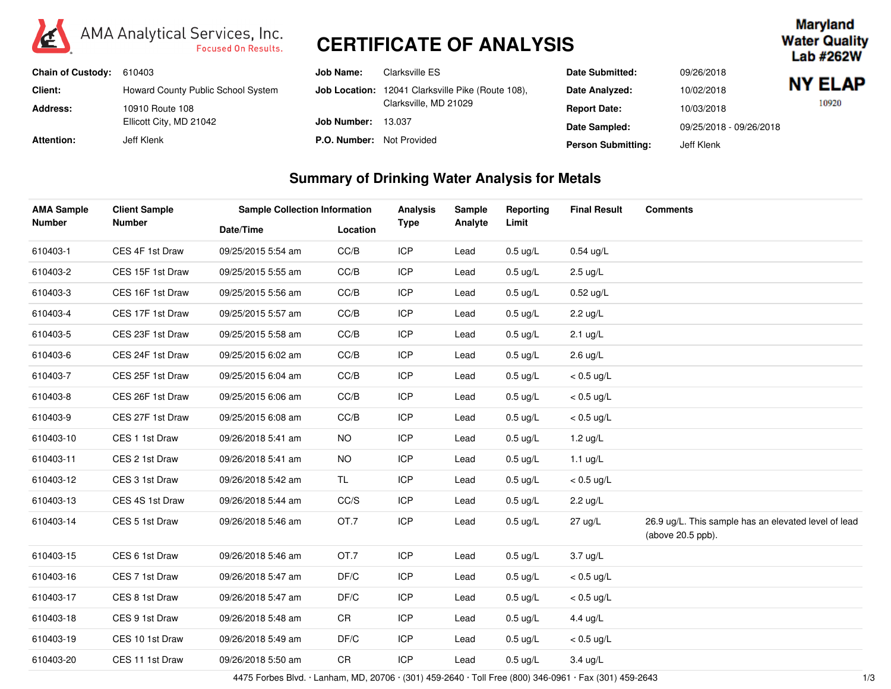AMA Analytical Services, Inc.
Focused On Results.

# CERTIFICATE OF ANALYSIS

**Maryland Water Quality Lab #262W**

**NY ELAP** 10920

| | | | | | |
|---|---|---|---|---|---|
| **Chain of Custody:** | 610403 | **Job Name:** | Clarksville ES | **Date Submitted:** | 09/26/2018 |
| **Client:** | Howard County Public School System | **Job Location:** | 12041 Clarksville Pike (Route 108), Clarksville, MD 21029 | **Date Analyzed:** | 10/02/2018 |
| **Address:** | 10910 Route 108 Ellicott City, MD 21042 | **Job Number:** | 13.037 | **Report Date:** | 10/03/2018 |
| **Attention:** | Jeff Klenk | **P.O. Number:** | Not Provided | **Date Sampled:** | 09/25/2018 - 09/26/2018 |
| | | | | **Person Submitting:** | Jeff Klenk |

## Summary of Drinking Water Analysis for Metals

| AMA Sample Number | Client Sample Number | Sample Collection Information | | Analysis Type | Sample Analyte | Reporting Limit | Final Result | Comments |
|---|---|---|---|---|---|---|---|---|
| | | Date/Time | Location | | | | | |
| 610403-1 | CES 4F 1st Draw | 09/25/2015 5:54 am | CC/B | ICP | Lead | 0.5 ug/L | 0.54 ug/L | |
| 610403-2 | CES 15F 1st Draw | 09/25/2015 5:55 am | CC/B | ICP | Lead | 0.5 ug/L | 2.5 ug/L | |
| 610403-3 | CES 16F 1st Draw | 09/25/2015 5:56 am | CC/B | ICP | Lead | 0.5 ug/L | 0.52 ug/L | |
| 610403-4 | CES 17F 1st Draw | 09/25/2015 5:57 am | CC/B | ICP | Lead | 0.5 ug/L | 2.2 ug/L | |
| 610403-5 | CES 23F 1st Draw | 09/25/2015 5:58 am | CC/B | ICP | Lead | 0.5 ug/L | 2.1 ug/L | |
| 610403-6 | CES 24F 1st Draw | 09/25/2015 6:02 am | CC/B | ICP | Lead | 0.5 ug/L | 2.6 ug/L | |
| 610403-7 | CES 25F 1st Draw | 09/25/2015 6:04 am | CC/B | ICP | Lead | 0.5 ug/L | < 0.5 ug/L | |
| 610403-8 | CES 26F 1st Draw | 09/25/2015 6:06 am | CC/B | ICP | Lead | 0.5 ug/L | < 0.5 ug/L | |
| 610403-9 | CES 27F 1st Draw | 09/25/2015 6:08 am | CC/B | ICP | Lead | 0.5 ug/L | < 0.5 ug/L | |
| 610403-10 | CES 1 1st Draw | 09/26/2018 5:41 am | NO | ICP | Lead | 0.5 ug/L | 1.2 ug/L | |
| 610403-11 | CES 2 1st Draw | 09/26/2018 5:41 am | NO | ICP | Lead | 0.5 ug/L | 1.1 ug/L | |
| 610403-12 | CES 3 1st Draw | 09/26/2018 5:42 am | TL | ICP | Lead | 0.5 ug/L | < 0.5 ug/L | |
| 610403-13 | CES 4S 1st Draw | 09/26/2018 5:44 am | CC/S | ICP | Lead | 0.5 ug/L | 2.2 ug/L | |
| 610403-14 | CES 5 1st Draw | 09/26/2018 5:46 am | OT.7 | ICP | Lead | 0.5 ug/L | 27 ug/L | 26.9 ug/L. This sample has an elevated level of lead (above 20.5 ppb). |
| 610403-15 | CES 6 1st Draw | 09/26/2018 5:46 am | OT.7 | ICP | Lead | 0.5 ug/L | 3.7 ug/L | |
| 610403-16 | CES 7 1st Draw | 09/26/2018 5:47 am | DF/C | ICP | Lead | 0.5 ug/L | < 0.5 ug/L | |
| 610403-17 | CES 8 1st Draw | 09/26/2018 5:47 am | DF/C | ICP | Lead | 0.5 ug/L | < 0.5 ug/L | |
| 610403-18 | CES 9 1st Draw | 09/26/2018 5:48 am | CR | ICP | Lead | 0.5 ug/L | 4.4 ug/L | |
| 610403-19 | CES 10 1st Draw | 09/26/2018 5:49 am | DF/C | ICP | Lead | 0.5 ug/L | < 0.5 ug/L | |
| 610403-20 | CES 11 1st Draw | 09/26/2018 5:50 am | CR | ICP | Lead | 0.5 ug/L | 3.4 ug/L | |

4475 Forbes Blvd. · Lanham, MD, 20706 · (301) 459-2640 · Toll Free (800) 346-0961 · Fax (301) 459-2643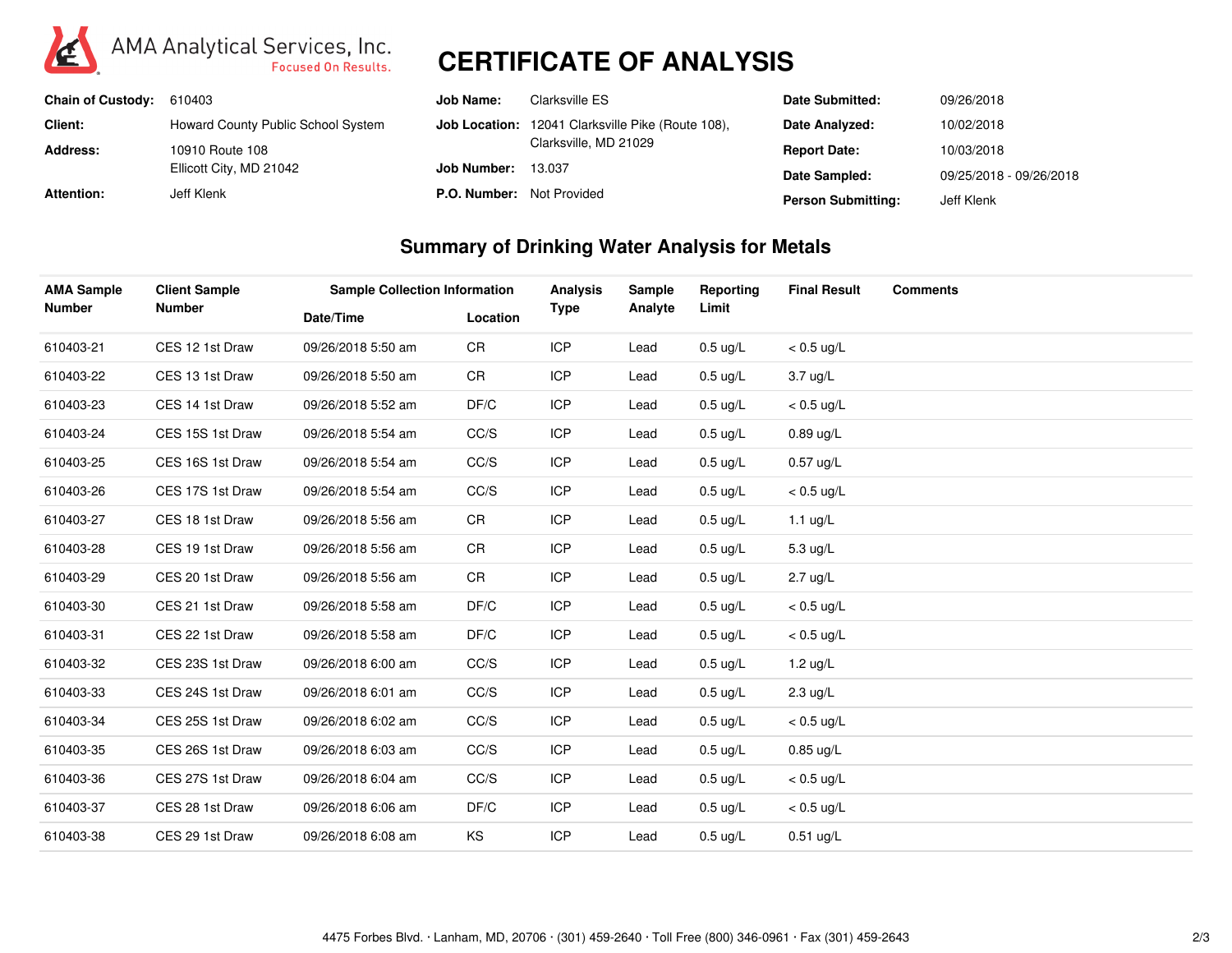AMA Analytical Services, Inc.
Focused On Results.

# CERTIFICATE OF ANALYSIS

| | | | | | |
|---|---|---|---|---|---|
| **Chain of Custody:** | 610403 | **Job Name:** | Clarksville ES | **Date Submitted:** | 09/26/2018 |
| **Client:** | Howard County Public School System | **Job Location:** | 12041 Clarksville Pike (Route 108), Clarksville, MD 21029 | **Date Analyzed:** | 10/02/2018 |
| **Address:** | 10910 Route 108 Ellicott City, MD 21042 | **Job Number:** | 13.037 | **Report Date:** | 10/03/2018 |
| | | | | **Date Sampled:** | 09/25/2018 - 09/26/2018 |
| **Attention:** | Jeff Klenk | **P.O. Number:** | Not Provided | **Person Submitting:** | Jeff Klenk |

## Summary of Drinking Water Analysis for Metals

| AMA Sample Number | Client Sample Number | Sample Collection Information | | Analysis Type | Sample Analyte | Reporting Limit | Final Result | Comments |
|---|---|---|---|---|---|---|---|---|
| | | Date/Time | Location | | | | | |
| 610403-21 | CES 12 1st Draw | 09/26/2018 5:50 am | CR | ICP | Lead | 0.5 ug/L | < 0.5 ug/L | |
| 610403-22 | CES 13 1st Draw | 09/26/2018 5:50 am | CR | ICP | Lead | 0.5 ug/L | 3.7 ug/L | |
| 610403-23 | CES 14 1st Draw | 09/26/2018 5:52 am | DF/C | ICP | Lead | 0.5 ug/L | < 0.5 ug/L | |
| 610403-24 | CES 15S 1st Draw | 09/26/2018 5:54 am | CC/S | ICP | Lead | 0.5 ug/L | 0.89 ug/L | |
| 610403-25 | CES 16S 1st Draw | 09/26/2018 5:54 am | CC/S | ICP | Lead | 0.5 ug/L | 0.57 ug/L | |
| 610403-26 | CES 17S 1st Draw | 09/26/2018 5:54 am | CC/S | ICP | Lead | 0.5 ug/L | < 0.5 ug/L | |
| 610403-27 | CES 18 1st Draw | 09/26/2018 5:56 am | CR | ICP | Lead | 0.5 ug/L | 1.1 ug/L | |
| 610403-28 | CES 19 1st Draw | 09/26/2018 5:56 am | CR | ICP | Lead | 0.5 ug/L | 5.3 ug/L | |
| 610403-29 | CES 20 1st Draw | 09/26/2018 5:56 am | CR | ICP | Lead | 0.5 ug/L | 2.7 ug/L | |
| 610403-30 | CES 21 1st Draw | 09/26/2018 5:58 am | DF/C | ICP | Lead | 0.5 ug/L | < 0.5 ug/L | |
| 610403-31 | CES 22 1st Draw | 09/26/2018 5:58 am | DF/C | ICP | Lead | 0.5 ug/L | < 0.5 ug/L | |
| 610403-32 | CES 23S 1st Draw | 09/26/2018 6:00 am | CC/S | ICP | Lead | 0.5 ug/L | 1.2 ug/L | |
| 610403-33 | CES 24S 1st Draw | 09/26/2018 6:01 am | CC/S | ICP | Lead | 0.5 ug/L | 2.3 ug/L | |
| 610403-34 | CES 25S 1st Draw | 09/26/2018 6:02 am | CC/S | ICP | Lead | 0.5 ug/L | < 0.5 ug/L | |
| 610403-35 | CES 26S 1st Draw | 09/26/2018 6:03 am | CC/S | ICP | Lead | 0.5 ug/L | 0.85 ug/L | |
| 610403-36 | CES 27S 1st Draw | 09/26/2018 6:04 am | CC/S | ICP | Lead | 0.5 ug/L | < 0.5 ug/L | |
| 610403-37 | CES 28 1st Draw | 09/26/2018 6:06 am | DF/C | ICP | Lead | 0.5 ug/L | < 0.5 ug/L | |
| 610403-38 | CES 29 1st Draw | 09/26/2018 6:08 am | KS | ICP | Lead | 0.5 ug/L | 0.51 ug/L | |

4475 Forbes Blvd. · Lanham, MD, 20706 · (301) 459-2640 · Toll Free (800) 346-0961 · Fax (301) 459-2643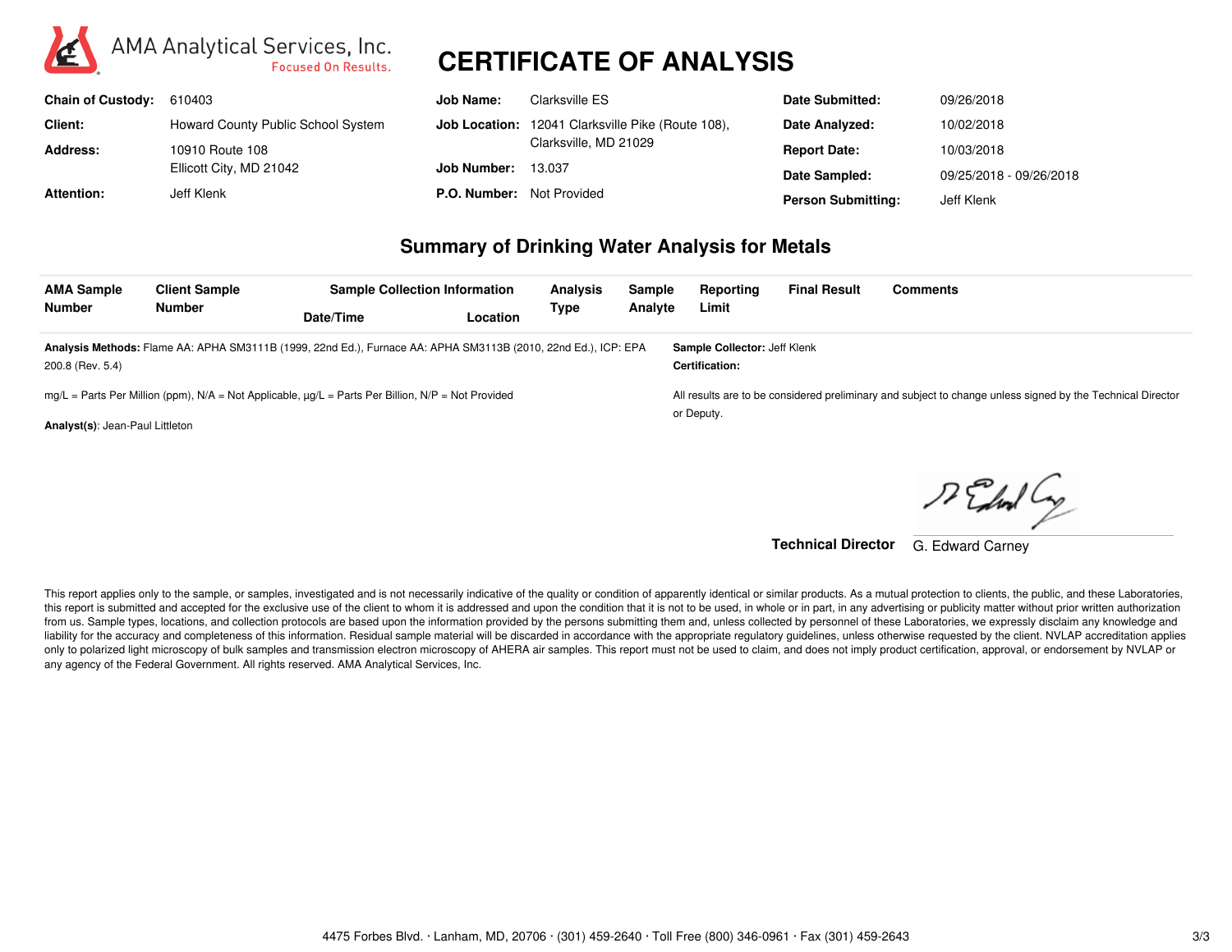AMA Analytical Services, Inc.
Focused On Results.

# CERTIFICATE OF ANALYSIS

| | | | | | |
|---|---|---|---|---|---|
| **Chain of Custody:** | 610403 | **Job Name:** | Clarksville ES | **Date Submitted:** | 09/26/2018 |
| **Client:** | Howard County Public School System | **Job Location:** | 12041 Clarksville Pike (Route 108), Clarksville, MD 21029 | **Date Analyzed:** | 10/02/2018 |
| **Address:** | 10910 Route 108 Ellicott City, MD 21042 | **Job Number:** | 13.037 | **Report Date:** | 10/03/2018 |
| | | | | **Date Sampled:** | 09/25/2018 - 09/26/2018 |
| **Attention:** | Jeff Klenk | **P.O. Number:** | Not Provided | **Person Submitting:** | Jeff Klenk |

## Summary of Drinking Water Analysis for Metals

| AMA Sample Number | Client Sample Number | Sample Collection Information | | Analysis Type | Sample Analyte | Reporting Limit | Final Result | Comments |
|---|---|---|---|---|---|---|---|---|
| | | Date/Time | Location | | | | | |

**Analysis Methods:** Flame AA: APHA SM3111B (1999, 22nd Ed.), Furnace AA: APHA SM3113B (2010, 22nd Ed.), ICP: EPA 200.8 (Rev. 5.4)

mg/L = Parts Per Million (ppm), N/A = Not Applicable, µg/L = Parts Per Billion, N/P = Not Provided

**Analyst(s)**: Jean-Paul Littleton

**Sample Collector:** Jeff Klenk

**Certification:**

All results are to be considered preliminary and subject to change unless signed by the Technical Director or Deputy.

**Technical Director** G. Edward Carney

This report applies only to the sample, or samples, investigated and is not necessarily indicative of the quality or condition of apparently identical or similar products. As a mutual protection to clients, the public, and these Laboratories, this report is submitted and accepted for the exclusive use of the client to whom it is addressed and upon the condition that it is not to be used, in whole or in part, in any advertising or publicity matter without prior written authorization from us. Sample types, locations, and collection protocols are based upon the information provided by the persons submitting them and, unless collected by personnel of these Laboratories, we expressly disclaim any knowledge and liability for the accuracy and completeness of this information. Residual sample material will be discarded in accordance with the appropriate regulatory guidelines, unless otherwise requested by the client. NVLAP accreditation applies only to polarized light microscopy of bulk samples and transmission electron microscopy of AHERA air samples. This report must not be used to claim, and does not imply product certification, approval, or endorsement by NVLAP or any agency of the Federal Government. All rights reserved. AMA Analytical Services, Inc.

4475 Forbes Blvd. · Lanham, MD, 20706 · (301) 459-2640 · Toll Free (800) 346-0961 · Fax (301) 459-2643